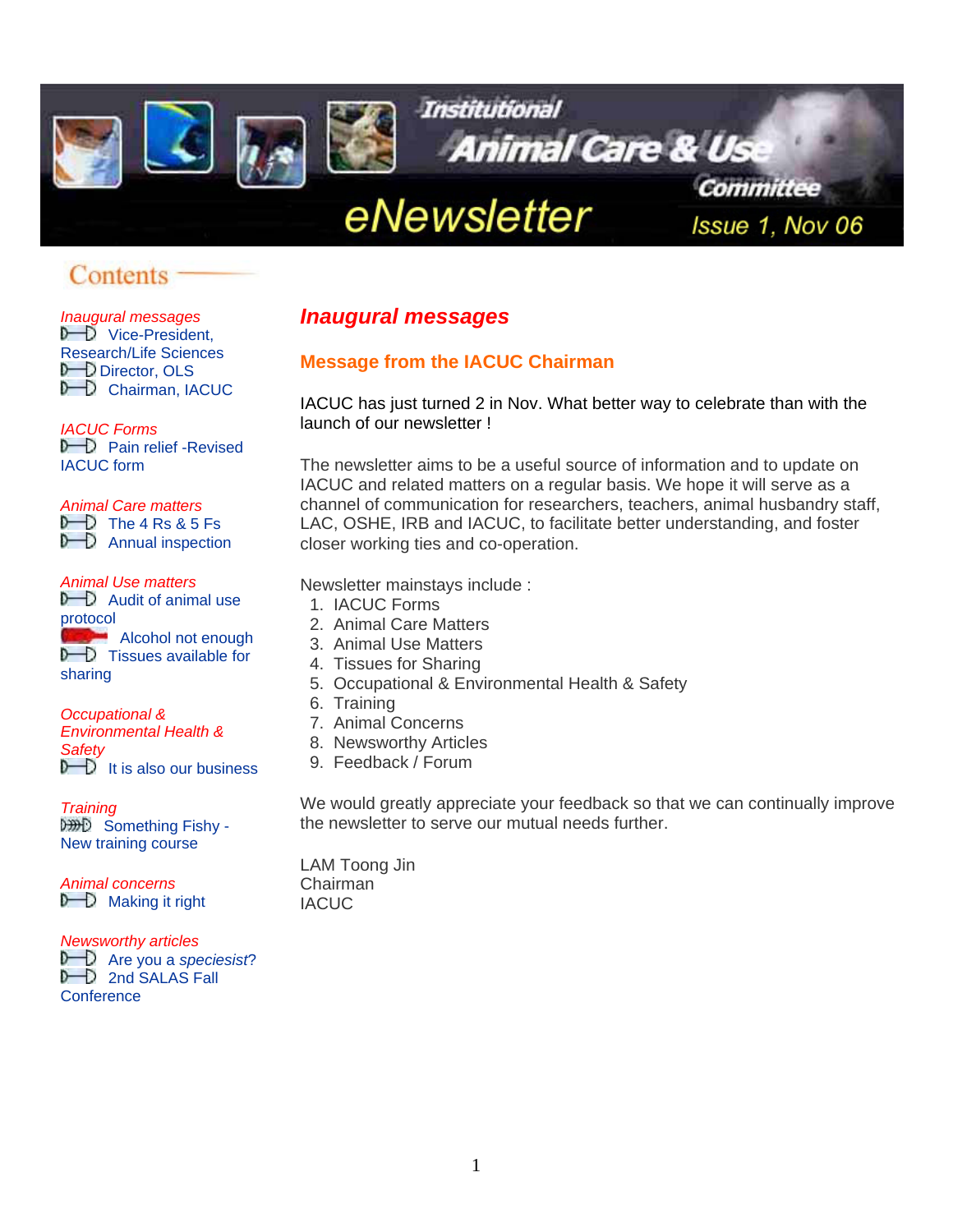# Institutional Animal Care & Use Committee eNewsletter

Issue 1, Nov 06

## Contents

*Inaugural messages*
- Vice-President, Research/Life Sciences
- Director, OLS
- Chairman, IACUC

*IACUC Forms*
- Pain relief -Revised IACUC form

*Animal Care matters*
- The 4 Rs & 5 Fs
- Annual inspection

*Animal Use matters*
- Audit of animal use protocol
- Alcohol not enough
- Tissues available for sharing

*Occupational & Environmental Health & Safety*
- It is also our business

*Training*
- Something Fishy - New training course

*Animal concerns*
- Making it right

*Newsworthy articles*
- Are you a *speciesist*?
- 2nd SALAS Fall Conference

## *Inaugural messages*

### Message from the IACUC Chairman

IACUC has just turned 2 in Nov. What better way to celebrate than with the launch of our newsletter !

The newsletter aims to be a useful source of information and to update on IACUC and related matters on a regular basis. We hope it will serve as a channel of communication for researchers, teachers, animal husbandry staff, LAC, OSHE, IRB and IACUC, to facilitate better understanding, and foster closer working ties and co-operation.

Newsletter mainstays include :

1. IACUC Forms
2. Animal Care Matters
3. Animal Use Matters
4. Tissues for Sharing
5. Occupational & Environmental Health & Safety
6. Training
7. Animal Concerns
8. Newsworthy Articles
9. Feedback / Forum

We would greatly appreciate your feedback so that we can continually improve the newsletter to serve our mutual needs further.

LAM Toong Jin
Chairman
IACUC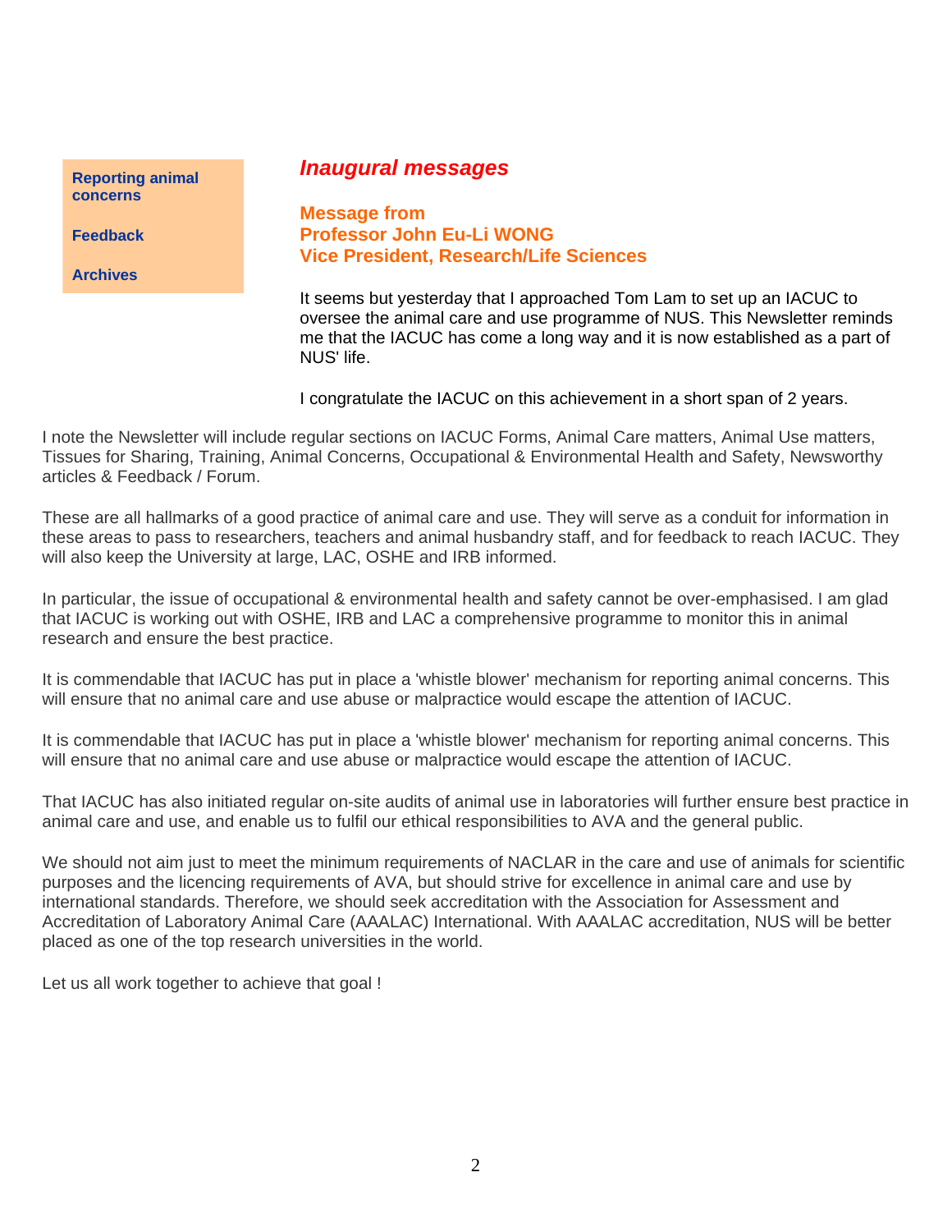Reporting animal concerns

Feedback

Archives

## *Inaugural messages*

### Message from Professor John Eu-Li WONG Vice President, Research/Life Sciences

It seems but yesterday that I approached Tom Lam to set up an IACUC to oversee the animal care and use programme of NUS. This Newsletter reminds me that the IACUC has come a long way and it is now established as a part of NUS' life.

I congratulate the IACUC on this achievement in a short span of 2 years.

I note the Newsletter will include regular sections on IACUC Forms, Animal Care matters, Animal Use matters, Tissues for Sharing, Training, Animal Concerns, Occupational & Environmental Health and Safety, Newsworthy articles & Feedback / Forum.

These are all hallmarks of a good practice of animal care and use. They will serve as a conduit for information in these areas to pass to researchers, teachers and animal husbandry staff, and for feedback to reach IACUC. They will also keep the University at large, LAC, OSHE and IRB informed.

In particular, the issue of occupational & environmental health and safety cannot be over-emphasised. I am glad that IACUC is working out with OSHE, IRB and LAC a comprehensive programme to monitor this in animal research and ensure the best practice.

It is commendable that IACUC has put in place a 'whistle blower' mechanism for reporting animal concerns. This will ensure that no animal care and use abuse or malpractice would escape the attention of IACUC.

It is commendable that IACUC has put in place a 'whistle blower' mechanism for reporting animal concerns. This will ensure that no animal care and use abuse or malpractice would escape the attention of IACUC.

That IACUC has also initiated regular on-site audits of animal use in laboratories will further ensure best practice in animal care and use, and enable us to fulfil our ethical responsibilities to AVA and the general public.

We should not aim just to meet the minimum requirements of NACLAR in the care and use of animals for scientific purposes and the licencing requirements of AVA, but should strive for excellence in animal care and use by international standards. Therefore, we should seek accreditation with the Association for Assessment and Accreditation of Laboratory Animal Care (AAALAC) International. With AAALAC accreditation, NUS will be better placed as one of the top research universities in the world.

Let us all work together to achieve that goal !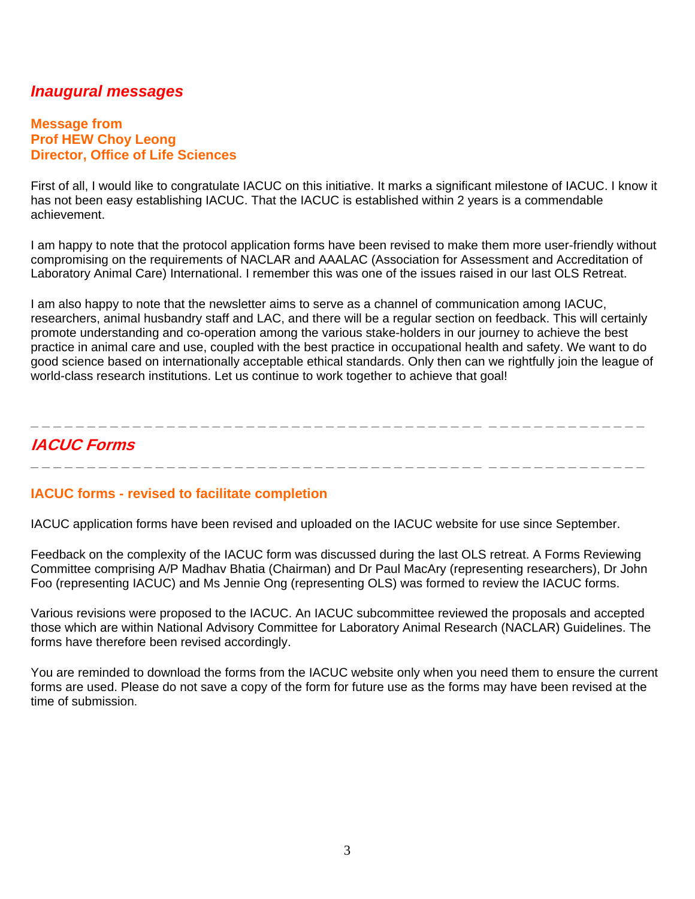## *Inaugural messages*

### Message from
### Prof HEW Choy Leong
### Director, Office of Life Sciences

First of all, I would like to congratulate IACUC on this initiative. It marks a significant milestone of IACUC. I know it has not been easy establishing IACUC. That the IACUC is established within 2 years is a commendable achievement.

I am happy to note that the protocol application forms have been revised to make them more user-friendly without compromising on the requirements of NACLAR and AAALAC (Association for Assessment and Accreditation of Laboratory Animal Care) International. I remember this was one of the issues raised in our last OLS Retreat.

I am also happy to note that the newsletter aims to serve as a channel of communication among IACUC, researchers, animal husbandry staff and LAC, and there will be a regular section on feedback. This will certainly promote understanding and co-operation among the various stake-holders in our journey to achieve the best practice in animal care and use, coupled with the best practice in occupational health and safety. We want to do good science based on internationally acceptable ethical standards. Only then can we rightfully join the league of world-class research institutions. Let us continue to work together to achieve that goal!

---

## *IACUC Forms*

---

### IACUC forms - revised to facilitate completion

IACUC application forms have been revised and uploaded on the IACUC website for use since September.

Feedback on the complexity of the IACUC form was discussed during the last OLS retreat. A Forms Reviewing Committee comprising A/P Madhav Bhatia (Chairman) and Dr Paul MacAry (representing researchers), Dr John Foo (representing IACUC) and Ms Jennie Ong (representing OLS) was formed to review the IACUC forms.

Various revisions were proposed to the IACUC. An IACUC subcommittee reviewed the proposals and accepted those which are within National Advisory Committee for Laboratory Animal Research (NACLAR) Guidelines. The forms have therefore been revised accordingly.

You are reminded to download the forms from the IACUC website only when you need them to ensure the current forms are used. Please do not save a copy of the form for future use as the forms may have been revised at the time of submission.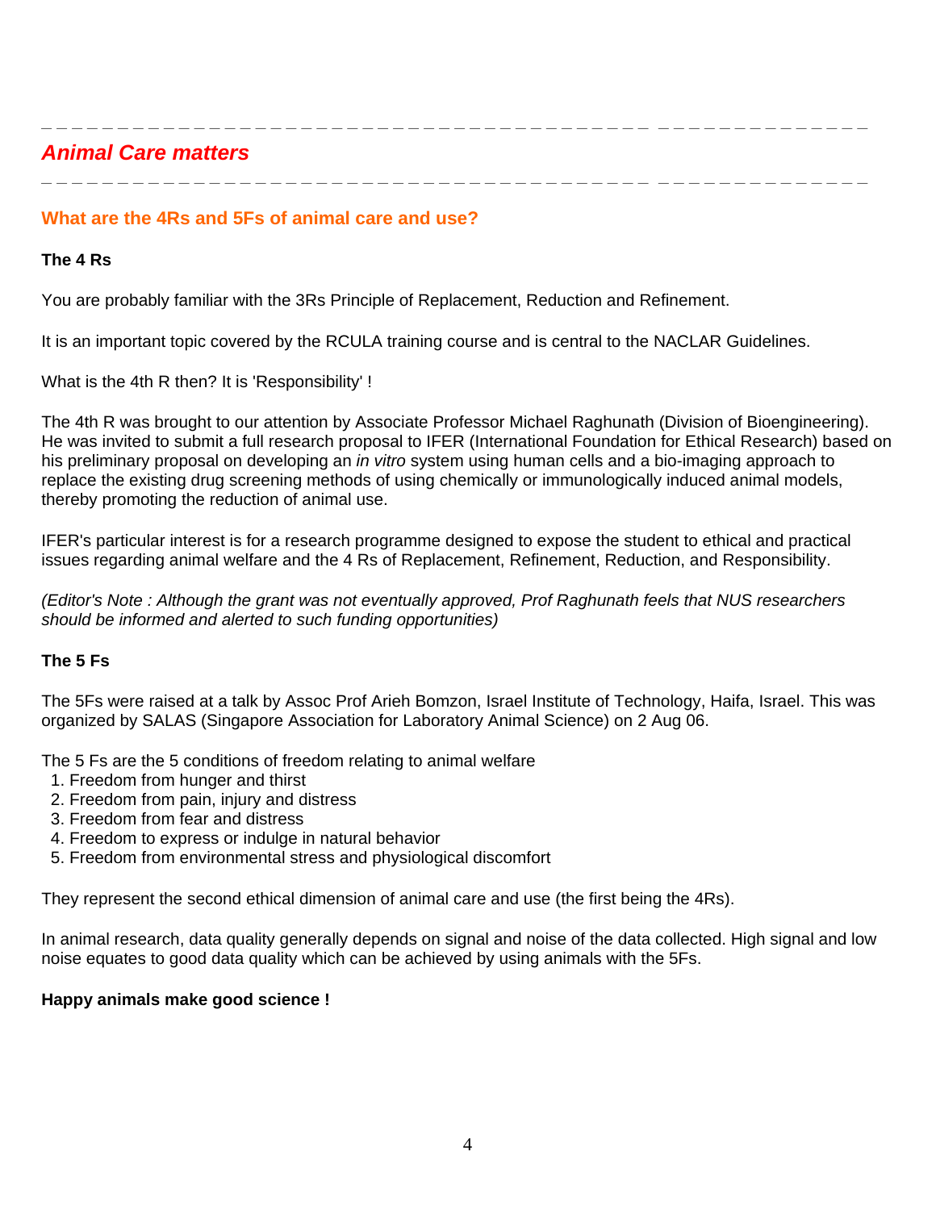## *Animal Care matters*

### What are the 4Rs and 5Fs of animal care and use?

**The 4 Rs**

You are probably familiar with the 3Rs Principle of Replacement, Reduction and Refinement.

It is an important topic covered by the RCULA training course and is central to the NACLAR Guidelines.

What is the 4th R then? It is 'Responsibility' !

The 4th R was brought to our attention by Associate Professor Michael Raghunath (Division of Bioengineering). He was invited to submit a full research proposal to IFER (International Foundation for Ethical Research) based on his preliminary proposal on developing an *in vitro* system using human cells and a bio-imaging approach to replace the existing drug screening methods of using chemically or immunologically induced animal models, thereby promoting the reduction of animal use.

IFER's particular interest is for a research programme designed to expose the student to ethical and practical issues regarding animal welfare and the 4 Rs of Replacement, Refinement, Reduction, and Responsibility.

*(Editor's Note : Although the grant was not eventually approved, Prof Raghunath feels that NUS researchers should be informed and alerted to such funding opportunities)*

**The 5 Fs**

The 5Fs were raised at a talk by Assoc Prof Arieh Bomzon, Israel Institute of Technology, Haifa, Israel. This was organized by SALAS (Singapore Association for Laboratory Animal Science) on 2 Aug 06.

The 5 Fs are the 5 conditions of freedom relating to animal welfare

1. Freedom from hunger and thirst
2. Freedom from pain, injury and distress
3. Freedom from fear and distress
4. Freedom to express or indulge in natural behavior
5. Freedom from environmental stress and physiological discomfort

They represent the second ethical dimension of animal care and use (the first being the 4Rs).

In animal research, data quality generally depends on signal and noise of the data collected. High signal and low noise equates to good data quality which can be achieved by using animals with the 5Fs.

**Happy animals make good science !**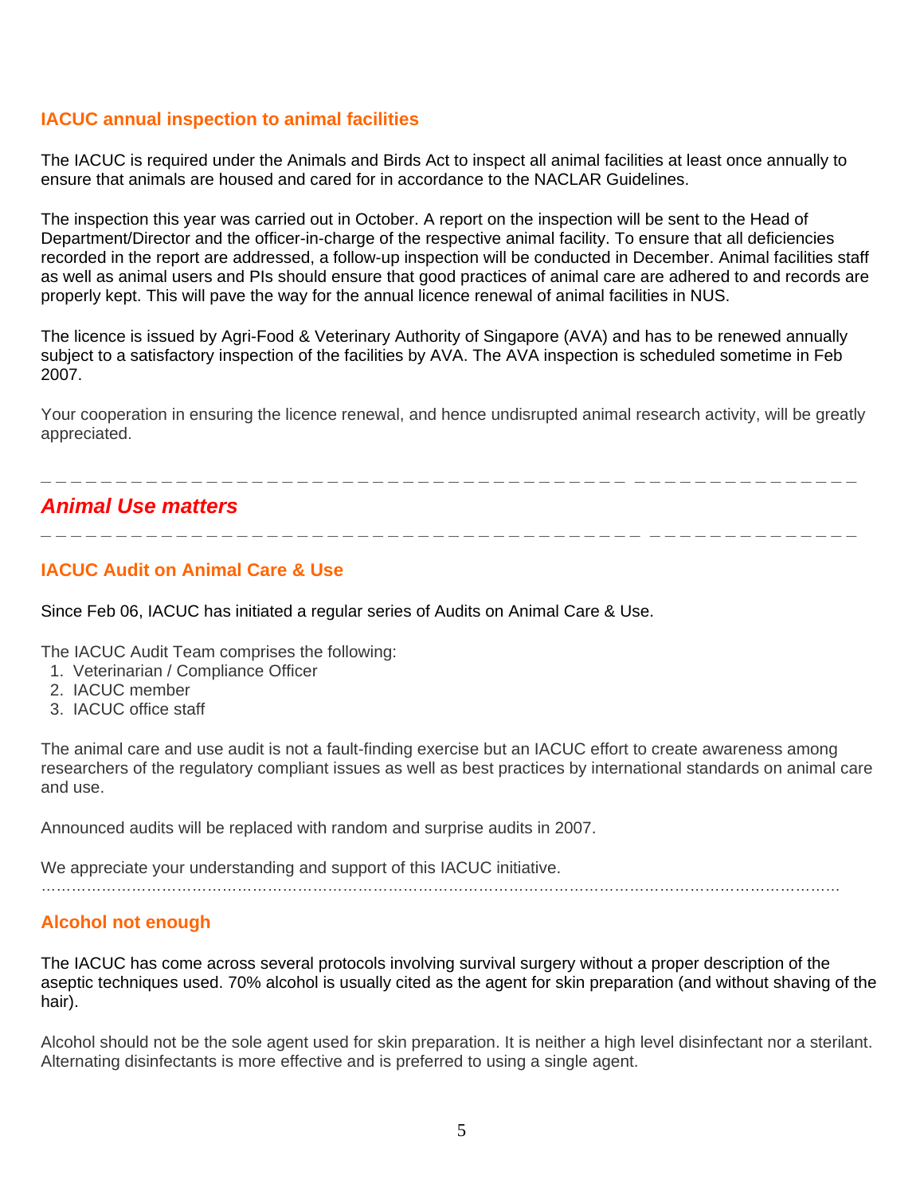### IACUC annual inspection to animal facilities

The IACUC is required under the Animals and Birds Act to inspect all animal facilities at least once annually to ensure that animals are housed and cared for in accordance to the NACLAR Guidelines.

The inspection this year was carried out in October. A report on the inspection will be sent to the Head of Department/Director and the officer-in-charge of the respective animal facility. To ensure that all deficiencies recorded in the report are addressed, a follow-up inspection will be conducted in December. Animal facilities staff as well as animal users and PIs should ensure that good practices of animal care are adhered to and records are properly kept. This will pave the way for the annual licence renewal of animal facilities in NUS.

The licence is issued by Agri-Food & Veterinary Authority of Singapore (AVA) and has to be renewed annually subject to a satisfactory inspection of the facilities by AVA. The AVA inspection is scheduled sometime in Feb 2007.

Your cooperation in ensuring the licence renewal, and hence undisrupted animal research activity, will be greatly appreciated.

---

## *Animal Use matters*

---

### IACUC Audit on Animal Care & Use

Since Feb 06, IACUC has initiated a regular series of Audits on Animal Care & Use.

The IACUC Audit Team comprises the following:

1. Veterinarian / Compliance Officer
2. IACUC member
3. IACUC office staff

The animal care and use audit is not a fault-finding exercise but an IACUC effort to create awareness among researchers of the regulatory compliant issues as well as best practices by international standards on animal care and use.

Announced audits will be replaced with random and surprise audits in 2007.

We appreciate your understanding and support of this IACUC initiative.

---

### Alcohol not enough

The IACUC has come across several protocols involving survival surgery without a proper description of the aseptic techniques used. 70% alcohol is usually cited as the agent for skin preparation (and without shaving of the hair).

Alcohol should not be the sole agent used for skin preparation. It is neither a high level disinfectant nor a sterilant. Alternating disinfectants is more effective and is preferred to using a single agent.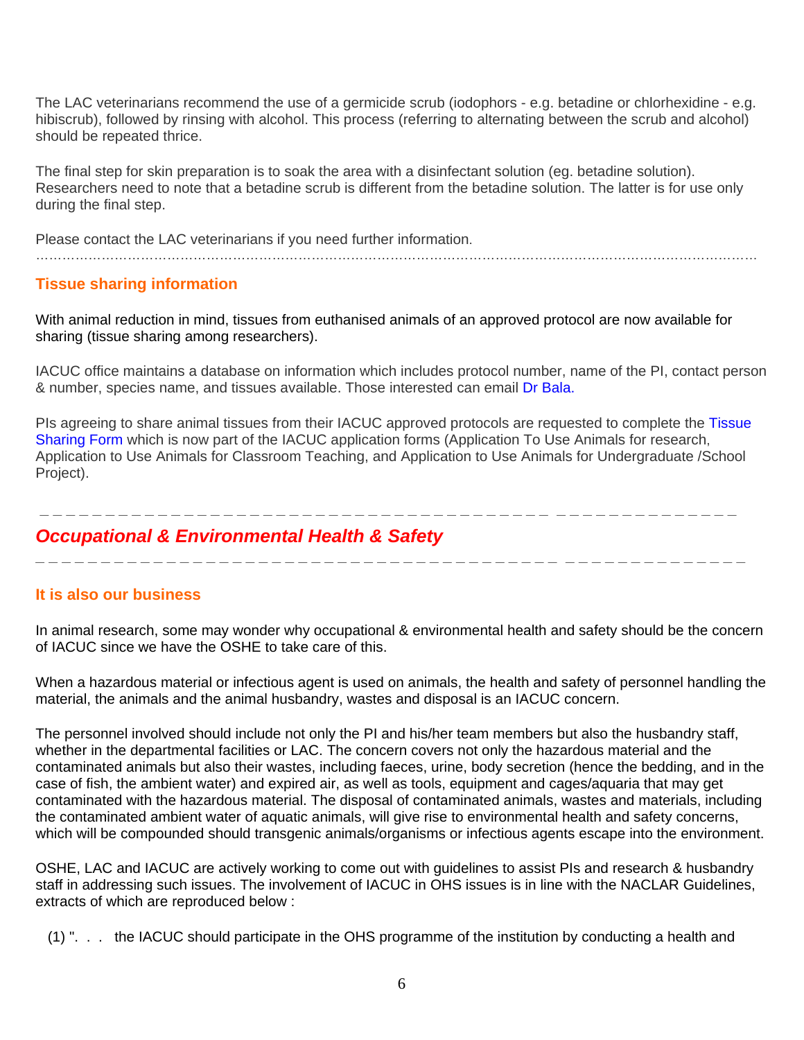The LAC veterinarians recommend the use of a germicide scrub (iodophors - e.g. betadine or chlorhexidine - e.g. hibiscrub), followed by rinsing with alcohol. This process (referring to alternating between the scrub and alcohol) should be repeated thrice.

The final step for skin preparation is to soak the area with a disinfectant solution (eg. betadine solution). Researchers need to note that a betadine scrub is different from the betadine solution. The latter is for use only during the final step.

Please contact the LAC veterinarians if you need further information.

……………………………………………………………………………………………………………………………………………

### Tissue sharing information

With animal reduction in mind, tissues from euthanised animals of an approved protocol are now available for sharing (tissue sharing among researchers).

IACUC office maintains a database on information which includes protocol number, name of the PI, contact person & number, species name, and tissues available. Those interested can email Dr Bala.

PIs agreeing to share animal tissues from their IACUC approved protocols are requested to complete the Tissue Sharing Form which is now part of the IACUC application forms (Application To Use Animals for research, Application to Use Animals for Classroom Teaching, and Application to Use Animals for Undergraduate /School Project).

---

## *Occupational & Environmental Health & Safety*

---

### It is also our business

In animal research, some may wonder why occupational & environmental health and safety should be the concern of IACUC since we have the OSHE to take care of this.

When a hazardous material or infectious agent is used on animals, the health and safety of personnel handling the material, the animals and the animal husbandry, wastes and disposal is an IACUC concern.

The personnel involved should include not only the PI and his/her team members but also the husbandry staff, whether in the departmental facilities or LAC. The concern covers not only the hazardous material and the contaminated animals but also their wastes, including faeces, urine, body secretion (hence the bedding, and in the case of fish, the ambient water) and expired air, as well as tools, equipment and cages/aquaria that may get contaminated with the hazardous material. The disposal of contaminated animals, wastes and materials, including the contaminated ambient water of aquatic animals, will give rise to environmental health and safety concerns, which will be compounded should transgenic animals/organisms or infectious agents escape into the environment.

OSHE, LAC and IACUC are actively working to come out with guidelines to assist PIs and research & husbandry staff in addressing such issues. The involvement of IACUC in OHS issues is in line with the NACLAR Guidelines, extracts of which are reproduced below :

(1) ". . . the IACUC should participate in the OHS programme of the institution by conducting a health and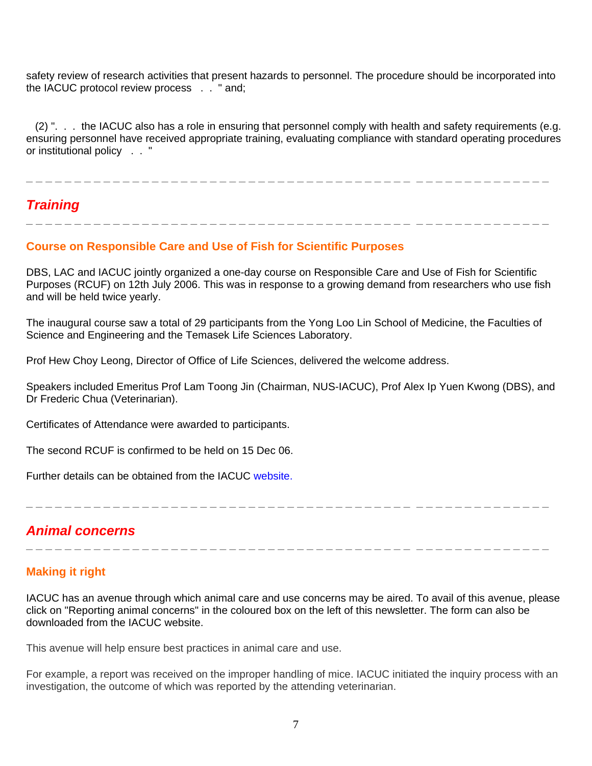safety review of research activities that present hazards to personnel. The procedure should be incorporated into the IACUC protocol review process . . " and;

(2) ". . . the IACUC also has a role in ensuring that personnel comply with health and safety requirements (e.g. ensuring personnel have received appropriate training, evaluating compliance with standard operating procedures or institutional policy . . "

---

## *Training*

---

### Course on Responsible Care and Use of Fish for Scientific Purposes

DBS, LAC and IACUC jointly organized a one-day course on Responsible Care and Use of Fish for Scientific Purposes (RCUF) on 12th July 2006. This was in response to a growing demand from researchers who use fish and will be held twice yearly.

The inaugural course saw a total of 29 participants from the Yong Loo Lin School of Medicine, the Faculties of Science and Engineering and the Temasek Life Sciences Laboratory.

Prof Hew Choy Leong, Director of Office of Life Sciences, delivered the welcome address.

Speakers included Emeritus Prof Lam Toong Jin (Chairman, NUS-IACUC), Prof Alex Ip Yuen Kwong (DBS), and Dr Frederic Chua (Veterinarian).

Certificates of Attendance were awarded to participants.

The second RCUF is confirmed to be held on 15 Dec 06.

Further details can be obtained from the IACUC website.

---

## *Animal concerns*

---

### Making it right

IACUC has an avenue through which animal care and use concerns may be aired. To avail of this avenue, please click on "Reporting animal concerns" in the coloured box on the left of this newsletter. The form can also be downloaded from the IACUC website.

This avenue will help ensure best practices in animal care and use.

For example, a report was received on the improper handling of mice. IACUC initiated the inquiry process with an investigation, the outcome of which was reported by the attending veterinarian.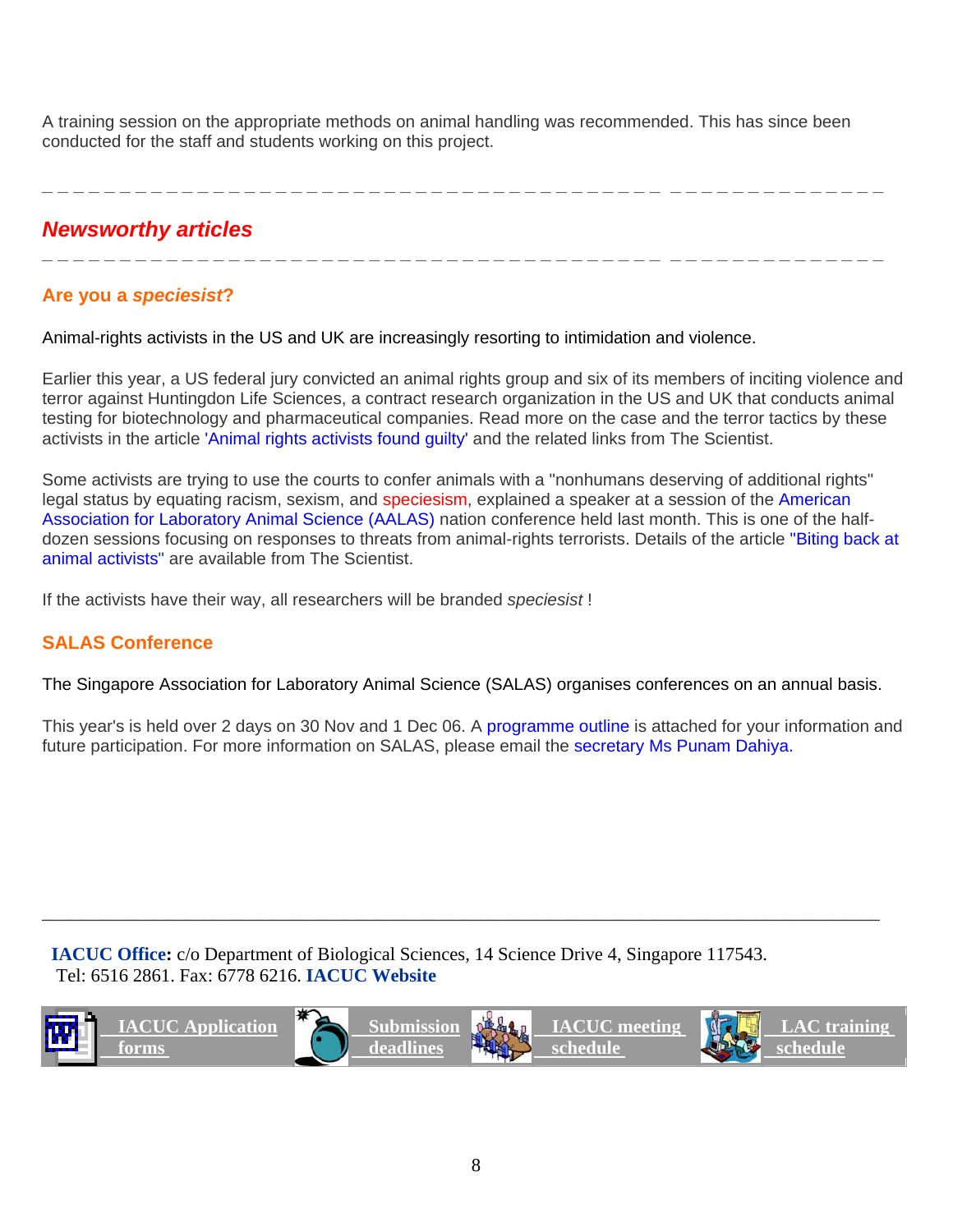A training session on the appropriate methods on animal handling was recommended. This has since been conducted for the staff and students working on this project.

---

## *Newsworthy articles*

---

### Are you a *speciesist*?

Animal-rights activists in the US and UK are increasingly resorting to intimidation and violence.

Earlier this year, a US federal jury convicted an animal rights group and six of its members of inciting violence and terror against Huntingdon Life Sciences, a contract research organization in the US and UK that conducts animal testing for biotechnology and pharmaceutical companies. Read more on the case and the terror tactics by these activists in the article 'Animal rights activists found guilty' and the related links from The Scientist.

Some activists are trying to use the courts to confer animals with a "nonhumans deserving of additional rights" legal status by equating racism, sexism, and speciesism, explained a speaker at a session of the American Association for Laboratory Animal Science (AALAS) nation conference held last month. This is one of the half-dozen sessions focusing on responses to threats from animal-rights terrorists. Details of the article "Biting back at animal activists" are available from The Scientist.

If the activists have their way, all researchers will be branded *speciesist* !

### SALAS Conference

The Singapore Association for Laboratory Animal Science (SALAS) organises conferences on an annual basis.

This year's is held over 2 days on 30 Nov and 1 Dec 06. A programme outline is attached for your information and future participation. For more information on SALAS, please email the secretary Ms Punam Dahiya.

---

**IACUC Office:** c/o Department of Biological Sciences, 14 Science Drive 4, Singapore 117543.
Tel: 6516 2861. Fax: 6778 6216. **IACUC Website**

**IACUC Application forms** | **Submission deadlines** | **IACUC meeting schedule** | **LAC training schedule**